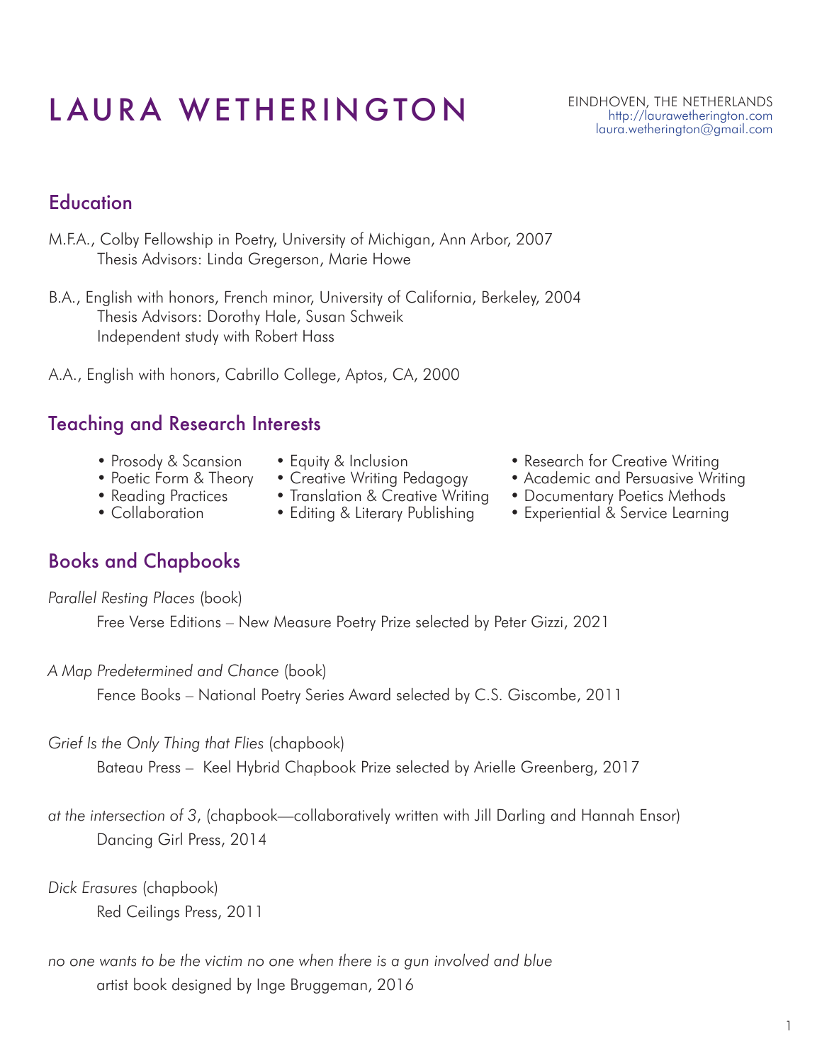# LAURA WETHERINGTON

EINDHOVEN, THE NETHERLANDS
http://laurawetherington.com
laura.wetherington@gmail.com

## Education

M.F.A., Colby Fellowship in Poetry, University of Michigan, Ann Arbor, 2007
Thesis Advisors: Linda Gregerson, Marie Howe

B.A., English with honors, French minor, University of California, Berkeley, 2004
Thesis Advisors: Dorothy Hale, Susan Schweik
Independent study with Robert Hass

A.A., English with honors, Cabrillo College, Aptos, CA, 2000

## Teaching and Research Interests

- Prosody & Scansion
- Poetic Form & Theory
- Reading Practices
- Collaboration
- Equity & Inclusion
- Creative Writing Pedagogy
- Translation & Creative Writing
- Editing & Literary Publishing
- Research for Creative Writing
- Academic and Persuasive Writing
- Documentary Poetics Methods
- Experiential & Service Learning

## Books and Chapbooks

*Parallel Resting Places* (book)
Free Verse Editions – New Measure Poetry Prize selected by Peter Gizzi, 2021

*A Map Predetermined and Chance* (book)
Fence Books – National Poetry Series Award selected by C.S. Giscombe, 2011

*Grief Is the Only Thing that Flies* (chapbook)
Bateau Press – Keel Hybrid Chapbook Prize selected by Arielle Greenberg, 2017

*at the intersection of 3*, (chapbook—collaboratively written with Jill Darling and Hannah Ensor)
Dancing Girl Press, 2014

*Dick Erasures* (chapbook)
Red Ceilings Press, 2011

*no one wants to be the victim no one when there is a gun involved and blue*
artist book designed by Inge Bruggeman, 2016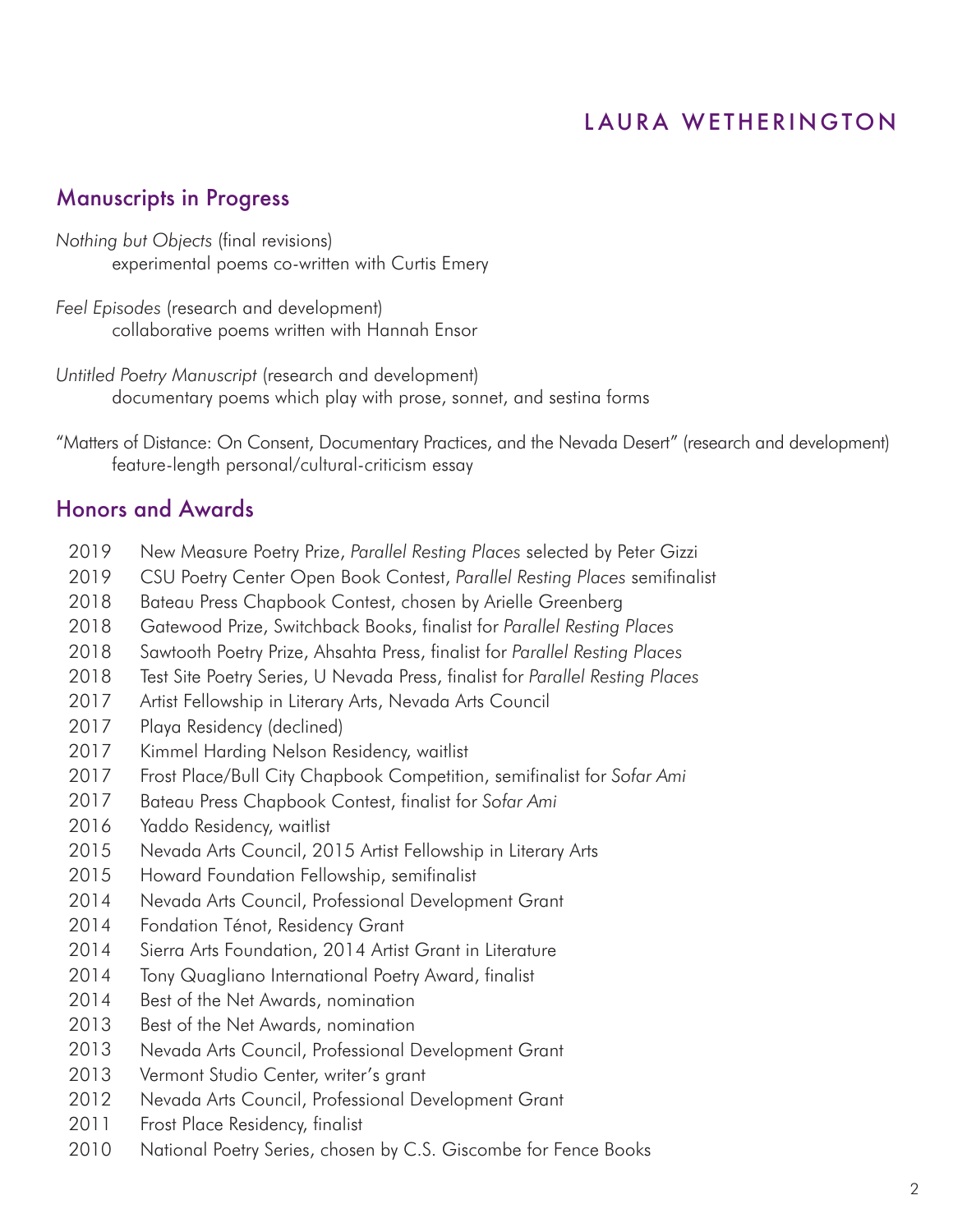# LAURA WETHERINGTON

## Manuscripts in Progress

*Nothing but Objects* (final revisions)
experimental poems co-written with Curtis Emery

*Feel Episodes* (research and development)
collaborative poems written with Hannah Ensor

*Untitled Poetry Manuscript* (research and development)
documentary poems which play with prose, sonnet, and sestina forms

"Matters of Distance: On Consent, Documentary Practices, and the Nevada Desert" (research and development)
feature-length personal/cultural-criticism essay

## Honors and Awards

- 2019 New Measure Poetry Prize, *Parallel Resting Places* selected by Peter Gizzi
- 2019 CSU Poetry Center Open Book Contest, *Parallel Resting Places* semifinalist
- 2018 Bateau Press Chapbook Contest, chosen by Arielle Greenberg
- 2018 Gatewood Prize, Switchback Books, finalist for *Parallel Resting Places*
- 2018 Sawtooth Poetry Prize, Ahsahta Press, finalist for *Parallel Resting Places*
- 2018 Test Site Poetry Series, U Nevada Press, finalist for *Parallel Resting Places*
- 2017 Artist Fellowship in Literary Arts, Nevada Arts Council
- 2017 Playa Residency (declined)
- 2017 Kimmel Harding Nelson Residency, waitlist
- 2017 Frost Place/Bull City Chapbook Competition, semifinalist for *Sofar Ami*
- 2017 Bateau Press Chapbook Contest, finalist for *Sofar Ami*
- 2016 Yaddo Residency, waitlist
- 2015 Nevada Arts Council, 2015 Artist Fellowship in Literary Arts
- 2015 Howard Foundation Fellowship, semifinalist
- 2014 Nevada Arts Council, Professional Development Grant
- 2014 Fondation Ténot, Residency Grant
- 2014 Sierra Arts Foundation, 2014 Artist Grant in Literature
- 2014 Tony Quagliano International Poetry Award, finalist
- 2014 Best of the Net Awards, nomination
- 2013 Best of the Net Awards, nomination
- 2013 Nevada Arts Council, Professional Development Grant
- 2013 Vermont Studio Center, writer's grant
- 2012 Nevada Arts Council, Professional Development Grant
- 2011 Frost Place Residency, finalist
- 2010 National Poetry Series, chosen by C.S. Giscombe for Fence Books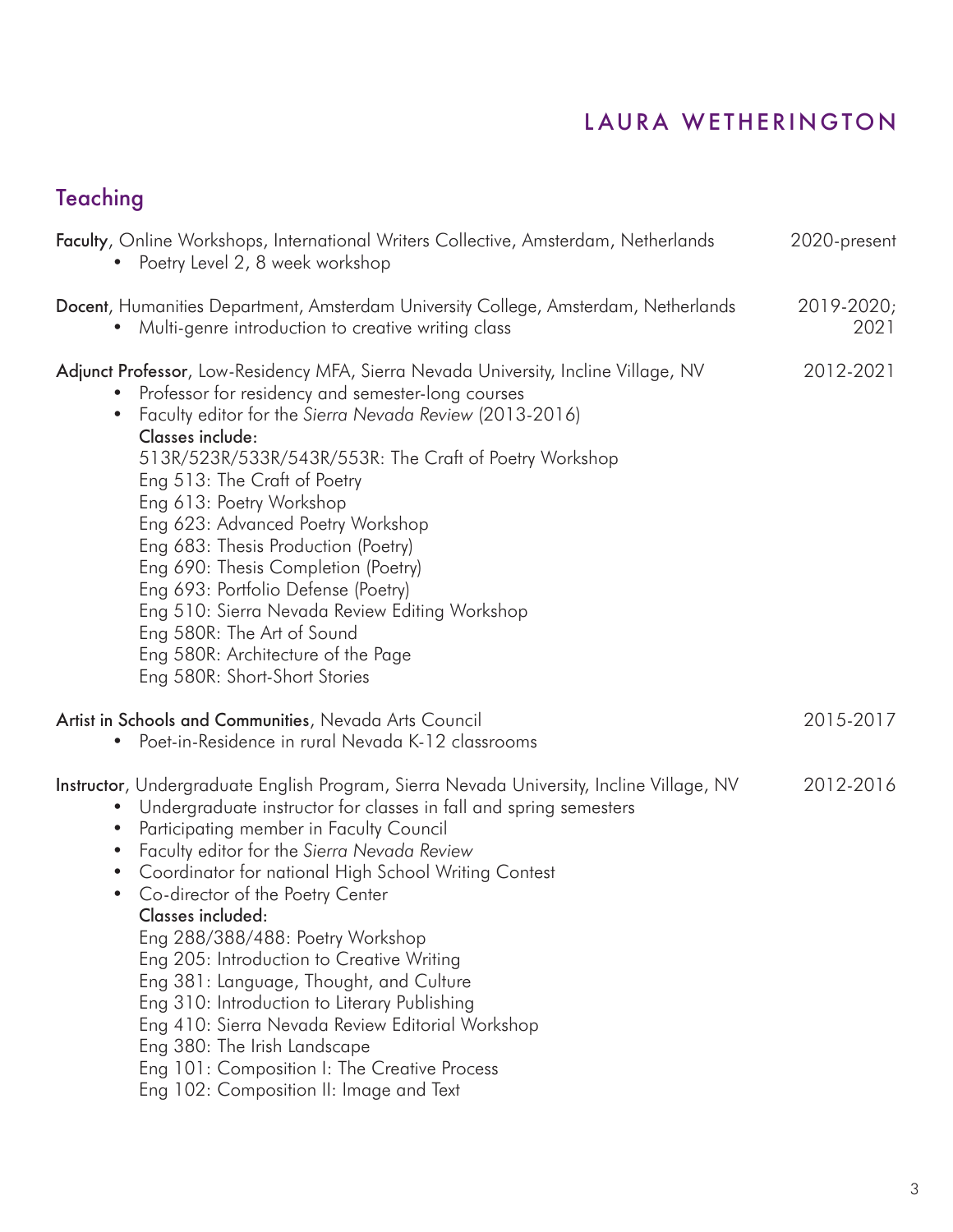# LAURA WETHERINGTON

## Teaching

**Faculty**, Online Workshops, International Writers Collective, Amsterdam, Netherlands — 2020-present

- Poetry Level 2, 8 week workshop

**Docent**, Humanities Department, Amsterdam University College, Amsterdam, Netherlands — 2019-2020; 2021

- Multi-genre introduction to creative writing class

**Adjunct Professor**, Low-Residency MFA, Sierra Nevada University, Incline Village, NV — 2012-2021

- Professor for residency and semester-long courses
- Faculty editor for the *Sierra Nevada Review* (2013-2016)

  **Classes include:**
  513R/523R/533R/543R/553R: The Craft of Poetry Workshop
  Eng 513: The Craft of Poetry
  Eng 613: Poetry Workshop
  Eng 623: Advanced Poetry Workshop
  Eng 683: Thesis Production (Poetry)
  Eng 690: Thesis Completion (Poetry)
  Eng 693: Portfolio Defense (Poetry)
  Eng 510: Sierra Nevada Review Editing Workshop
  Eng 580R: The Art of Sound
  Eng 580R: Architecture of the Page
  Eng 580R: Short-Short Stories

**Artist in Schools and Communities**, Nevada Arts Council — 2015-2017

- Poet-in-Residence in rural Nevada K-12 classrooms

**Instructor**, Undergraduate English Program, Sierra Nevada University, Incline Village, NV — 2012-2016

- Undergraduate instructor for classes in fall and spring semesters
- Participating member in Faculty Council
- Faculty editor for the *Sierra Nevada Review*
- Coordinator for national High School Writing Contest
- Co-director of the Poetry Center

  **Classes included:**
  Eng 288/388/488: Poetry Workshop
  Eng 205: Introduction to Creative Writing
  Eng 381: Language, Thought, and Culture
  Eng 310: Introduction to Literary Publishing
  Eng 410: Sierra Nevada Review Editorial Workshop
  Eng 380: The Irish Landscape
  Eng 101: Composition I: The Creative Process
  Eng 102: Composition II: Image and Text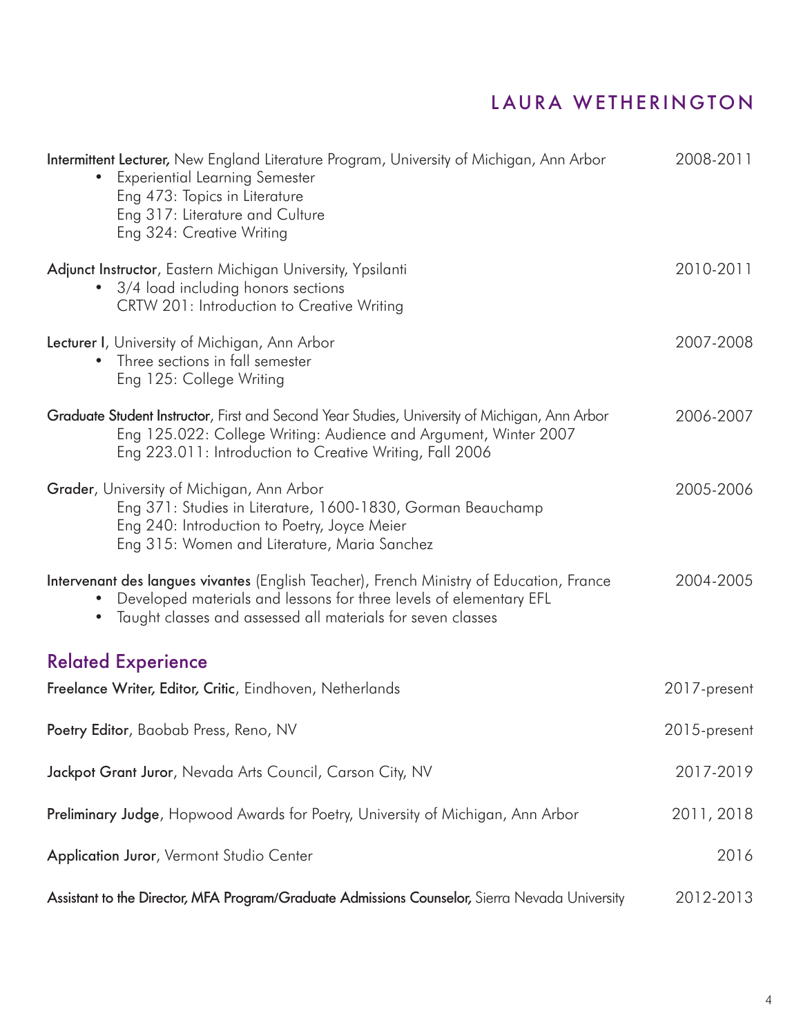**Intermittent Lecturer,** New England Literature Program, University of Michigan, Ann Arbor — 2008-2011

- Experiential Learning Semester
  Eng 473: Topics in Literature
  Eng 317: Literature and Culture
  Eng 324: Creative Writing

**Adjunct Instructor**, Eastern Michigan University, Ypsilanti — 2010-2011

- 3/4 load including honors sections
  CRTW 201: Introduction to Creative Writing

**Lecturer I**, University of Michigan, Ann Arbor — 2007-2008

- Three sections in fall semester
  Eng 125: College Writing

**Graduate Student Instructor**, First and Second Year Studies, University of Michigan, Ann Arbor — 2006-2007

Eng 125.022: College Writing: Audience and Argument, Winter 2007
Eng 223.011: Introduction to Creative Writing, Fall 2006

**Grader**, University of Michigan, Ann Arbor — 2005-2006

Eng 371: Studies in Literature, 1600-1830, Gorman Beauchamp
Eng 240: Introduction to Poetry, Joyce Meier
Eng 315: Women and Literature, Maria Sanchez

**Intervenant des langues vivantes** (English Teacher), French Ministry of Education, France — 2004-2005

- Developed materials and lessons for three levels of elementary EFL
- Taught classes and assessed all materials for seven classes

## Related Experience

**Freelance Writer, Editor, Critic**, Eindhoven, Netherlands — 2017-present

**Poetry Editor**, Baobab Press, Reno, NV — 2015-present

**Jackpot Grant Juror**, Nevada Arts Council, Carson City, NV — 2017-2019

**Preliminary Judge**, Hopwood Awards for Poetry, University of Michigan, Ann Arbor — 2011, 2018

**Application Juror**, Vermont Studio Center — 2016

**Assistant to the Director, MFA Program/Graduate Admissions Counselor,** Sierra Nevada University — 2012-2013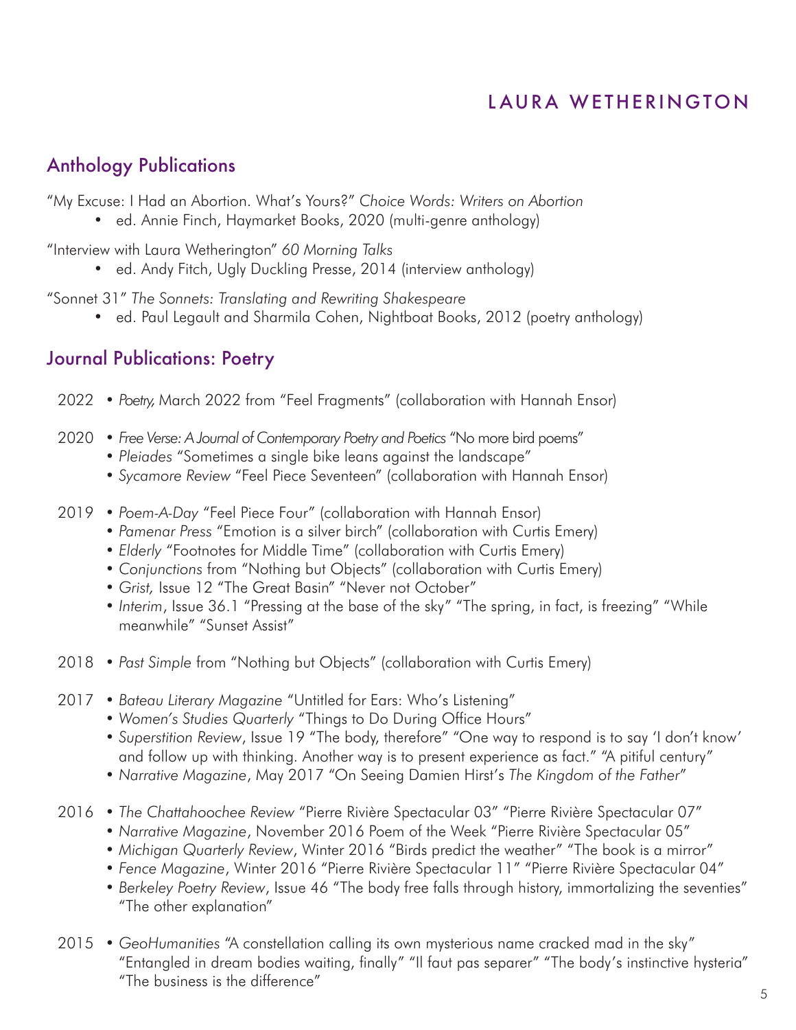# LAURA WETHERINGTON

## Anthology Publications

"My Excuse: I Had an Abortion. What's Yours?" *Choice Words: Writers on Abortion*

- ed. Annie Finch, Haymarket Books, 2020 (multi-genre anthology)

"Interview with Laura Wetherington" *60 Morning Talks*

- ed. Andy Fitch, Ugly Duckling Presse, 2014 (interview anthology)

"Sonnet 31" *The Sonnets: Translating and Rewriting Shakespeare*

- ed. Paul Legault and Sharmila Cohen, Nightboat Books, 2012 (poetry anthology)

## Journal Publications: Poetry

2022

- *Poetry,* March 2022 from "Feel Fragments" (collaboration with Hannah Ensor)

2020

- *Free Verse: A Journal of Contemporary Poetry and Poetics* "No more bird poems"
- *Pleiades* "Sometimes a single bike leans against the landscape"
- *Sycamore Review* "Feel Piece Seventeen" (collaboration with Hannah Ensor)

2019

- *Poem-A-Day* "Feel Piece Four" (collaboration with Hannah Ensor)
- *Pamenar Press* "Emotion is a silver birch" (collaboration with Curtis Emery)
- *Elderly* "Footnotes for Middle Time" (collaboration with Curtis Emery)
- *Conjunctions* from "Nothing but Objects" (collaboration with Curtis Emery)
- *Grist,* Issue 12 "The Great Basin" "Never not October"
- *Interim*, Issue 36.1 "Pressing at the base of the sky" "The spring, in fact, is freezing" "While meanwhile" "Sunset Assist"

2018

- *Past Simple* from "Nothing but Objects" (collaboration with Curtis Emery)

2017

- *Bateau Literary Magazine* "Untitled for Ears: Who's Listening"
- *Women's Studies Quarterly* "Things to Do During Office Hours"
- *Superstition Review*, Issue 19 "The body, therefore" "One way to respond is to say 'I don't know' and follow up with thinking. Another way is to present experience as fact." "A pitiful century"
- *Narrative Magazine*, May 2017 "On Seeing Damien Hirst's *The Kingdom of the Father*"

2016

- *The Chattahoochee Review* "Pierre Rivière Spectacular 03" "Pierre Rivière Spectacular 07"
- *Narrative Magazine*, November 2016 Poem of the Week "Pierre Rivière Spectacular 05"
- *Michigan Quarterly Review*, Winter 2016 "Birds predict the weather" "The book is a mirror"
- *Fence Magazine*, Winter 2016 "Pierre Rivière Spectacular 11" "Pierre Rivière Spectacular 04"
- *Berkeley Poetry Review*, Issue 46 "The body free falls through history, immortalizing the seventies" "The other explanation"

2015

- *GeoHumanities* "A constellation calling its own mysterious name cracked mad in the sky" "Entangled in dream bodies waiting, finally" "Il faut pas separer" "The body's instinctive hysteria" "The business is the difference"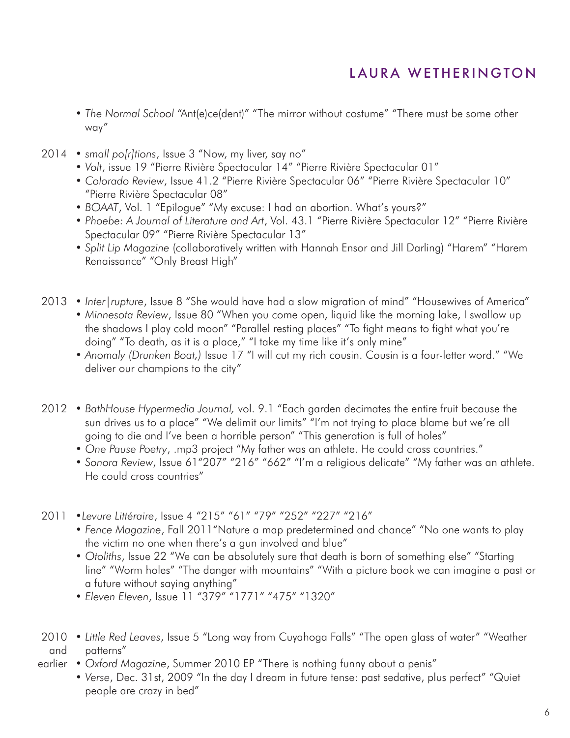- *The Normal School* "Ant(e)ce(dent)" "The mirror without costume" "There must be some other way"

2014
- *small po[r]tions*, Issue 3 "Now, my liver, say no"
- *Volt*, issue 19 "Pierre Rivière Spectacular 14" "Pierre Rivière Spectacular 01"
- *Colorado Review*, Issue 41.2 "Pierre Rivière Spectacular 06" "Pierre Rivière Spectacular 10" "Pierre Rivière Spectacular 08"
- *BOAAT*, Vol. 1 "Epilogue" "My excuse: I had an abortion. What's yours?"
- *Phoebe: A Journal of Literature and Art*, Vol. 43.1 "Pierre Rivière Spectacular 12" "Pierre Rivière Spectacular 09" "Pierre Rivière Spectacular 13"
- *Split Lip Magazine* (collaboratively written with Hannah Ensor and Jill Darling) "Harem" "Harem Renaissance" "Only Breast High"

2013
- *Inter|rupture*, Issue 8 "She would have had a slow migration of mind" "Housewives of America"
- *Minnesota Review*, Issue 80 "When you come open, liquid like the morning lake, I swallow up the shadows I play cold moon" "Parallel resting places" "To fight means to fight what you're doing" "To death, as it is a place," "I take my time like it's only mine"
- *Anomaly (Drunken Boat,)* Issue 17 "I will cut my rich cousin. Cousin is a four-letter word." "We deliver our champions to the city"

2012
- *BathHouse Hypermedia Journal,* vol. 9.1 "Each garden decimates the entire fruit because the sun drives us to a place" "We delimit our limits" "I'm not trying to place blame but we're all going to die and I've been a horrible person" "This generation is full of holes"
- *One Pause Poetry*, .mp3 project "My father was an athlete. He could cross countries."
- *Sonora Review*, Issue 61"207" "216" "662" "I'm a religious delicate" "My father was an athlete. He could cross countries"

2011
- *Levure Littéraire*, Issue 4 "215" "61" "79" "252" "227" "216"
- *Fence Magazine*, Fall 2011"Nature a map predetermined and chance" "No one wants to play the victim no one when there's a gun involved and blue"
- *Otoliths*, Issue 22 "We can be absolutely sure that death is born of something else" "Starting line" "Worm holes" "The danger with mountains" "With a picture book we can imagine a past or a future without saying anything"
- *Eleven Eleven*, Issue 11 "379" "1771" "475" "1320"

2010 and earlier
- *Little Red Leaves*, Issue 5 "Long way from Cuyahoga Falls" "The open glass of water" "Weather patterns"
- *Oxford Magazine*, Summer 2010 EP "There is nothing funny about a penis"
- *Verse*, Dec. 31st, 2009 "In the day I dream in future tense: past sedative, plus perfect" "Quiet people are crazy in bed"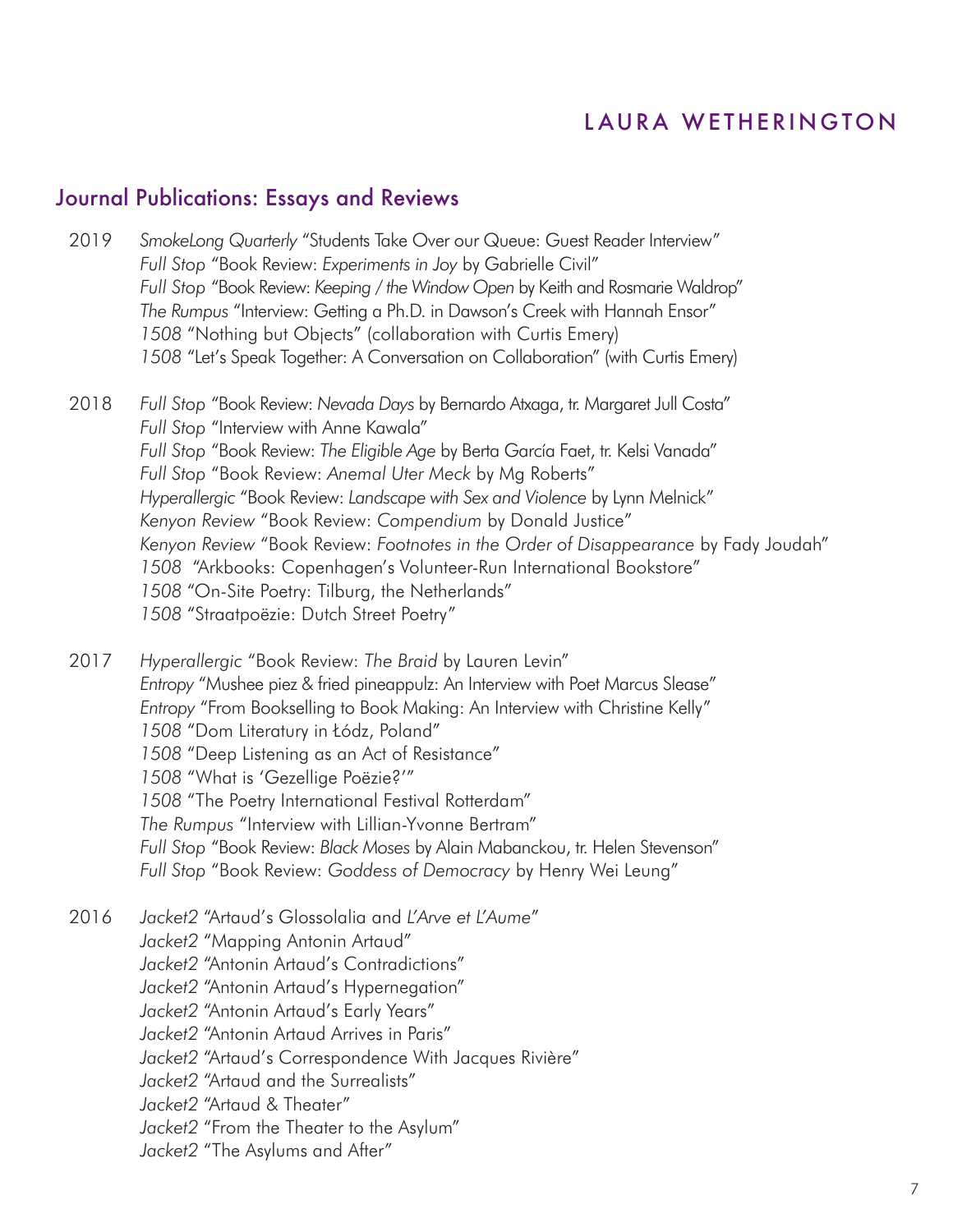## Journal Publications: Essays and Reviews

2019 *SmokeLong Quarterly* "Students Take Over our Queue: Guest Reader Interview"
*Full Stop* "Book Review: *Experiments in Joy* by Gabrielle Civil"
*Full Stop* "Book Review: *Keeping / the Window Open* by Keith and Rosmarie Waldrop"
*The Rumpus* "Interview: Getting a Ph.D. in Dawson's Creek with Hannah Ensor"
*1508* "Nothing but Objects" (collaboration with Curtis Emery)
*1508* "Let's Speak Together: A Conversation on Collaboration" (with Curtis Emery)

2018 *Full Stop* "Book Review: *Nevada Days* by Bernardo Atxaga, tr. Margaret Jull Costa"
*Full Stop* "Interview with Anne Kawala"
*Full Stop* "Book Review: *The Eligible Age* by Berta García Faet, tr. Kelsi Vanada"
*Full Stop* "Book Review: *Anemal Uter Meck* by Mg Roberts"
*Hyperallergic* "Book Review: *Landscape with Sex and Violence* by Lynn Melnick"
*Kenyon Review* "Book Review: *Compendium* by Donald Justice"
*Kenyon Review* "Book Review: *Footnotes in the Order of Disappearance* by Fady Joudah"
*1508* "Arkbooks: Copenhagen's Volunteer-Run International Bookstore"
*1508* "On-Site Poetry: Tilburg, the Netherlands"
*1508* "Straatpoëzie: Dutch Street Poetry"

2017 *Hyperallergic* "Book Review: *The Braid* by Lauren Levin"
*Entropy* "Mushee piez & fried pineappulz: An Interview with Poet Marcus Slease"
*Entropy* "From Bookselling to Book Making: An Interview with Christine Kelly"
*1508* "Dom Literatury in Łódz, Poland"
*1508* "Deep Listening as an Act of Resistance"
*1508* "What is 'Gezellige Poëzie?'"
*1508* "The Poetry International Festival Rotterdam"
*The Rumpus* "Interview with Lillian-Yvonne Bertram"
*Full Stop* "Book Review: *Black Moses* by Alain Mabanckou, tr. Helen Stevenson"
*Full Stop* "Book Review: *Goddess of Democracy* by Henry Wei Leung"

2016 *Jacket2* "Artaud's Glossolalia and *L'Arve et L'Aume*"
*Jacket2* "Mapping Antonin Artaud"
*Jacket2* "Antonin Artaud's Contradictions"
*Jacket2* "Antonin Artaud's Hypernegation"
*Jacket2* "Antonin Artaud's Early Years"
*Jacket2* "Antonin Artaud Arrives in Paris"
*Jacket2* "Artaud's Correspondence With Jacques Rivière"
*Jacket2* "Artaud and the Surrealists"
*Jacket2* "Artaud & Theater"
*Jacket2* "From the Theater to the Asylum"
*Jacket2* "The Asylums and After"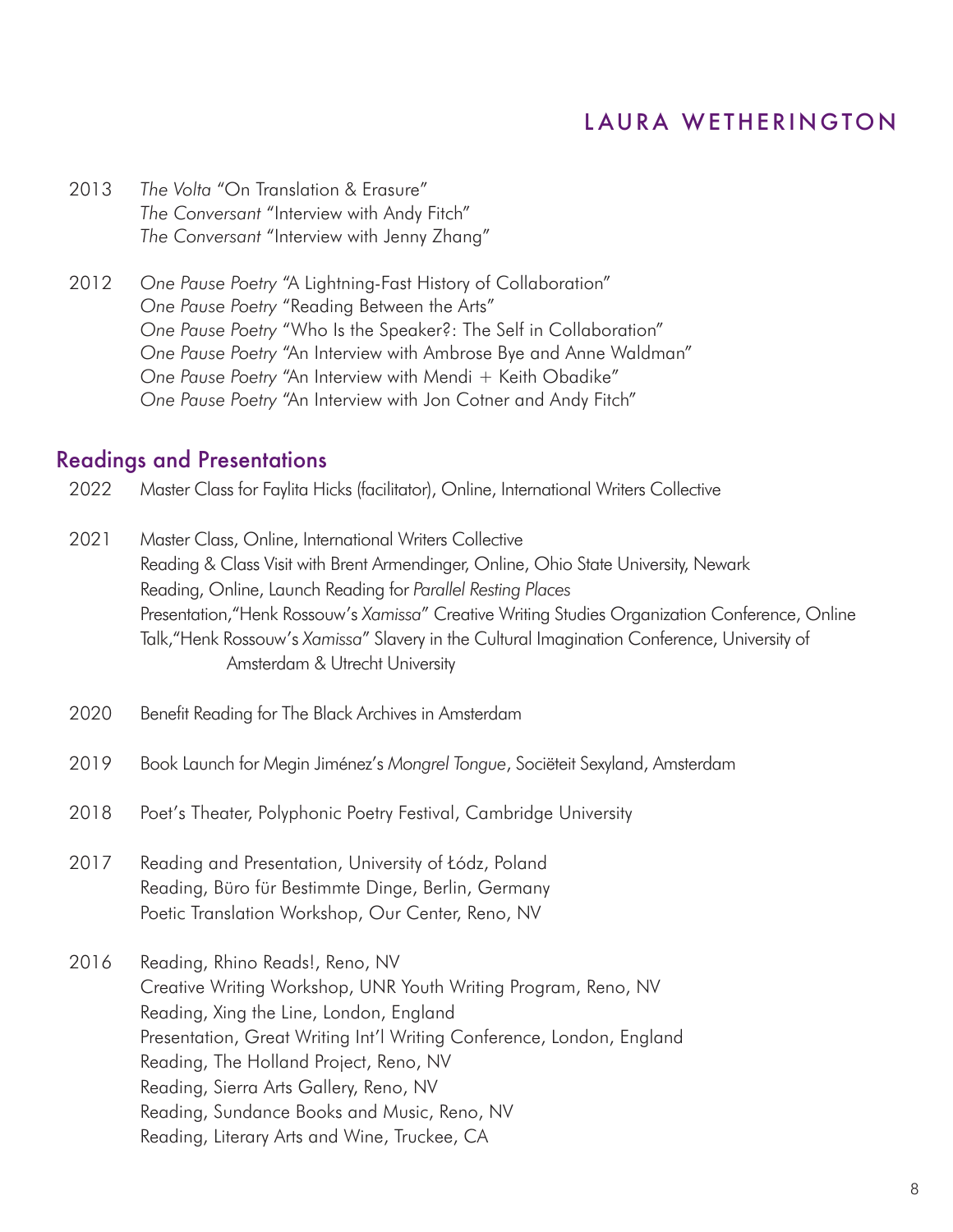2013 *The Volta* "On Translation & Erasure"
*The Conversant* "Interview with Andy Fitch"
*The Conversant* "Interview with Jenny Zhang"

2012 *One Pause Poetry* "A Lightning-Fast History of Collaboration"
*One Pause Poetry* "Reading Between the Arts"
*One Pause Poetry* "Who Is the Speaker?: The Self in Collaboration"
*One Pause Poetry* "An Interview with Ambrose Bye and Anne Waldman"
*One Pause Poetry* "An Interview with Mendi + Keith Obadike"
*One Pause Poetry* "An Interview with Jon Cotner and Andy Fitch"

## Readings and Presentations

2022 Master Class for Faylita Hicks (facilitator), Online, International Writers Collective

2021 Master Class, Online, International Writers Collective
Reading & Class Visit with Brent Armendinger, Online, Ohio State University, Newark
Reading, Online, Launch Reading for *Parallel Resting Places*
Presentation,"Henk Rossouw's *Xamissa*" Creative Writing Studies Organization Conference, Online
Talk,"Henk Rossouw's *Xamissa*" Slavery in the Cultural Imagination Conference, University of Amsterdam & Utrecht University

2020 Benefit Reading for The Black Archives in Amsterdam

2019 Book Launch for Megin Jiménez's *Mongrel Tongue*, Sociëteit Sexyland, Amsterdam

2018 Poet's Theater, Polyphonic Poetry Festival, Cambridge University

2017 Reading and Presentation, University of Łódz, Poland
Reading, Büro für Bestimmte Dinge, Berlin, Germany
Poetic Translation Workshop, Our Center, Reno, NV

2016 Reading, Rhino Reads!, Reno, NV
Creative Writing Workshop, UNR Youth Writing Program, Reno, NV
Reading, Xing the Line, London, England
Presentation, Great Writing Int'l Writing Conference, London, England
Reading, The Holland Project, Reno, NV
Reading, Sierra Arts Gallery, Reno, NV
Reading, Sundance Books and Music, Reno, NV
Reading, Literary Arts and Wine, Truckee, CA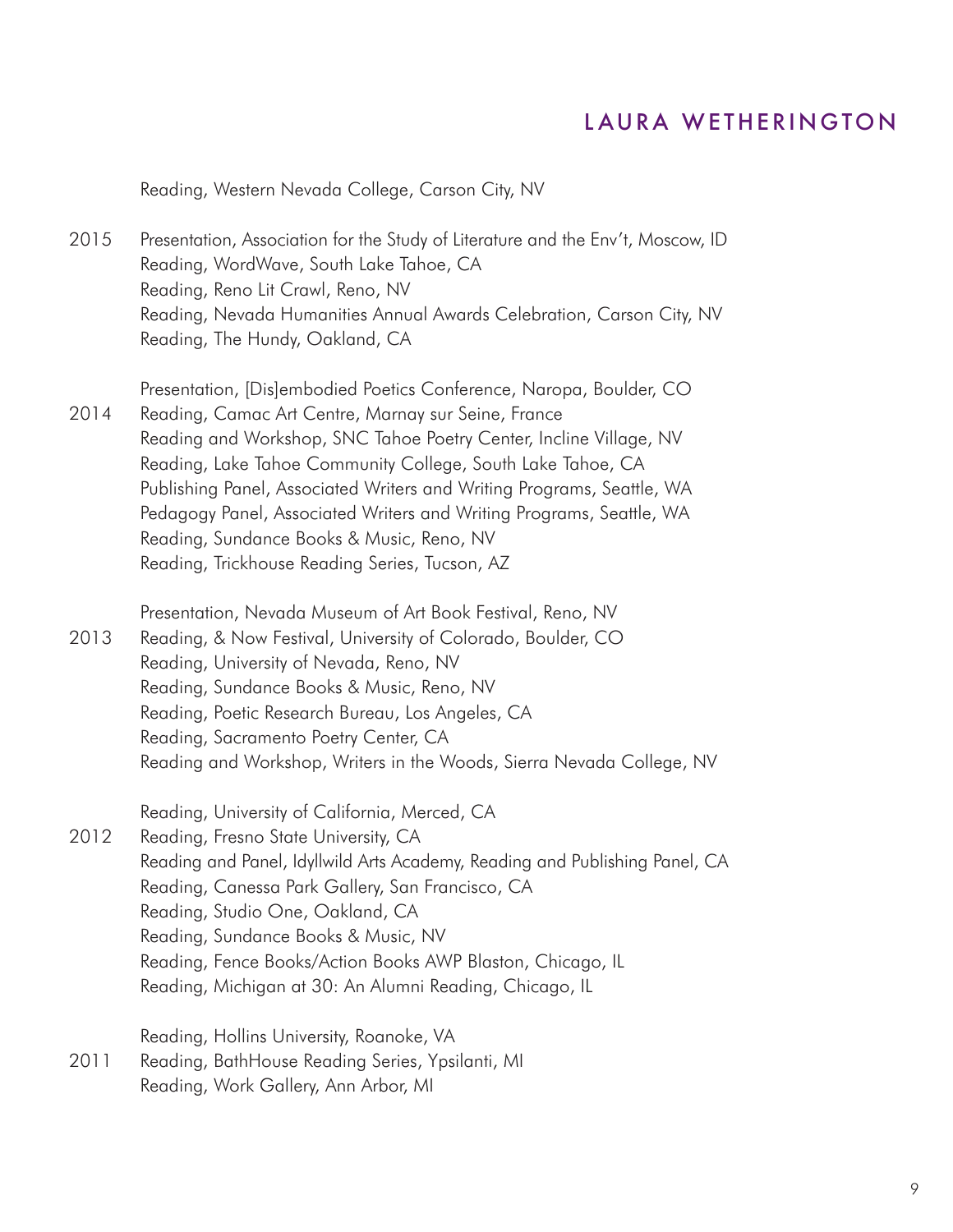Reading, Western Nevada College, Carson City, NV

2015 Presentation, Association for the Study of Literature and the Env't, Moscow, ID
Reading, WordWave, South Lake Tahoe, CA
Reading, Reno Lit Crawl, Reno, NV
Reading, Nevada Humanities Annual Awards Celebration, Carson City, NV
Reading, The Hundy, Oakland, CA

2014 Presentation, [Dis]embodied Poetics Conference, Naropa, Boulder, CO
Reading, Camac Art Centre, Marnay sur Seine, France
Reading and Workshop, SNC Tahoe Poetry Center, Incline Village, NV
Reading, Lake Tahoe Community College, South Lake Tahoe, CA
Publishing Panel, Associated Writers and Writing Programs, Seattle, WA
Pedagogy Panel, Associated Writers and Writing Programs, Seattle, WA
Reading, Sundance Books & Music, Reno, NV
Reading, Trickhouse Reading Series, Tucson, AZ

2013 Presentation, Nevada Museum of Art Book Festival, Reno, NV
Reading, & Now Festival, University of Colorado, Boulder, CO
Reading, University of Nevada, Reno, NV
Reading, Sundance Books & Music, Reno, NV
Reading, Poetic Research Bureau, Los Angeles, CA
Reading, Sacramento Poetry Center, CA
Reading and Workshop, Writers in the Woods, Sierra Nevada College, NV

2012 Reading, University of California, Merced, CA
Reading, Fresno State University, CA
Reading and Panel, Idyllwild Arts Academy, Reading and Publishing Panel, CA
Reading, Canessa Park Gallery, San Francisco, CA
Reading, Studio One, Oakland, CA
Reading, Sundance Books & Music, NV
Reading, Fence Books/Action Books AWP Blaston, Chicago, IL
Reading, Michigan at 30: An Alumni Reading, Chicago, IL

2011 Reading, Hollins University, Roanoke, VA
Reading, BathHouse Reading Series, Ypsilanti, MI
Reading, Work Gallery, Ann Arbor, MI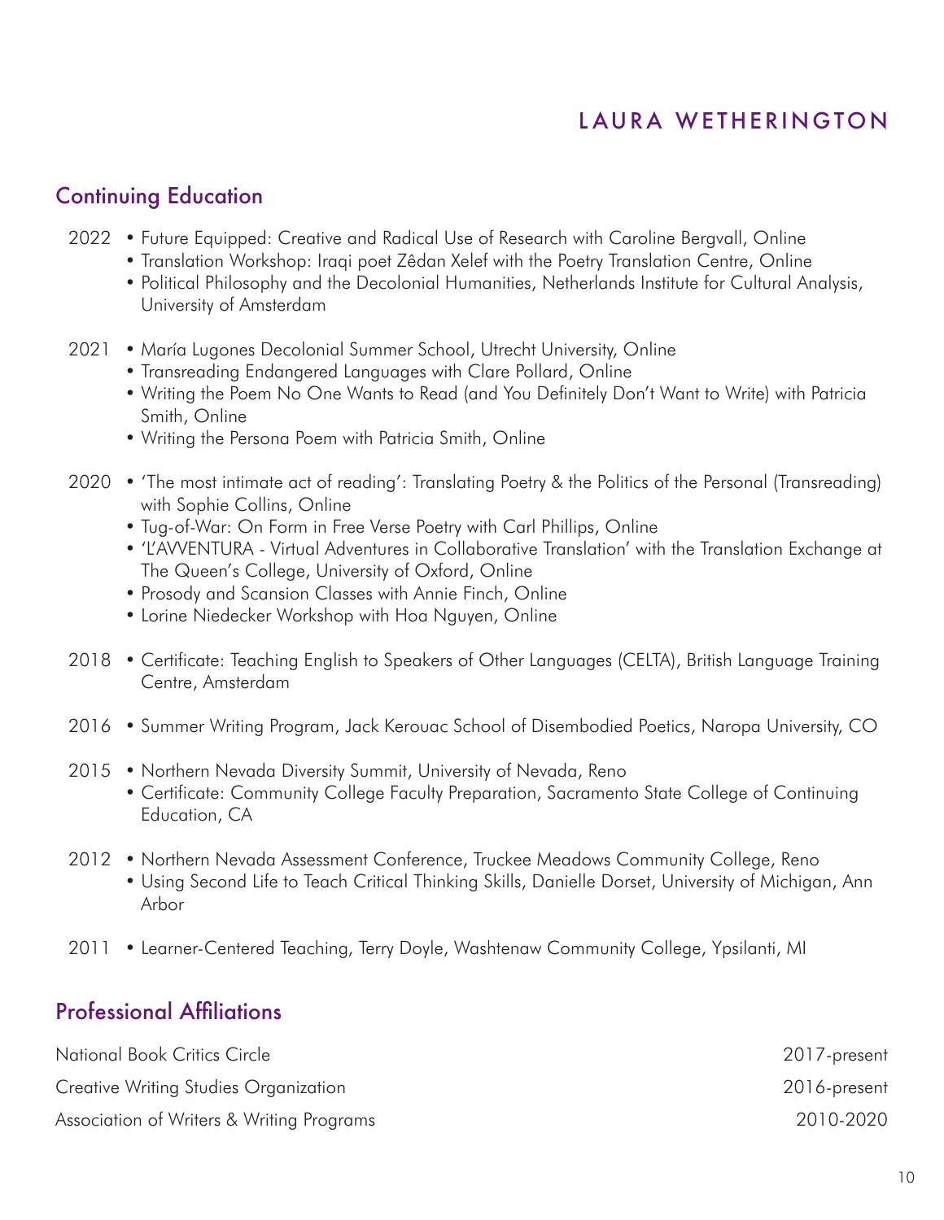# LAURA WETHERINGTON

## Continuing Education

2022
- Future Equipped: Creative and Radical Use of Research with Caroline Bergvall, Online
- Translation Workshop: Iraqi poet Zêdan Xelef with the Poetry Translation Centre, Online
- Political Philosophy and the Decolonial Humanities, Netherlands Institute for Cultural Analysis, University of Amsterdam

2021
- María Lugones Decolonial Summer School, Utrecht University, Online
- Transreading Endangered Languages with Clare Pollard, Online
- Writing the Poem No One Wants to Read (and You Definitely Don't Want to Write) with Patricia Smith, Online
- Writing the Persona Poem with Patricia Smith, Online

2020
- 'The most intimate act of reading': Translating Poetry & the Politics of the Personal (Transreading) with Sophie Collins, Online
- Tug-of-War: On Form in Free Verse Poetry with Carl Phillips, Online
- 'L'AVVENTURA - Virtual Adventures in Collaborative Translation' with the Translation Exchange at The Queen's College, University of Oxford, Online
- Prosody and Scansion Classes with Annie Finch, Online
- Lorine Niedecker Workshop with Hoa Nguyen, Online

2018
- Certificate: Teaching English to Speakers of Other Languages (CELTA), British Language Training Centre, Amsterdam

2016
- Summer Writing Program, Jack Kerouac School of Disembodied Poetics, Naropa University, CO

2015
- Northern Nevada Diversity Summit, University of Nevada, Reno
- Certificate: Community College Faculty Preparation, Sacramento State College of Continuing Education, CA

2012
- Northern Nevada Assessment Conference, Truckee Meadows Community College, Reno
- Using Second Life to Teach Critical Thinking Skills, Danielle Dorset, University of Michigan, Ann Arbor

2011
- Learner-Centered Teaching, Terry Doyle, Washtenaw Community College, Ypsilanti, MI

## Professional Affiliations

National Book Critics Circle — 2017-present

Creative Writing Studies Organization — 2016-present

Association of Writers & Writing Programs — 2010-2020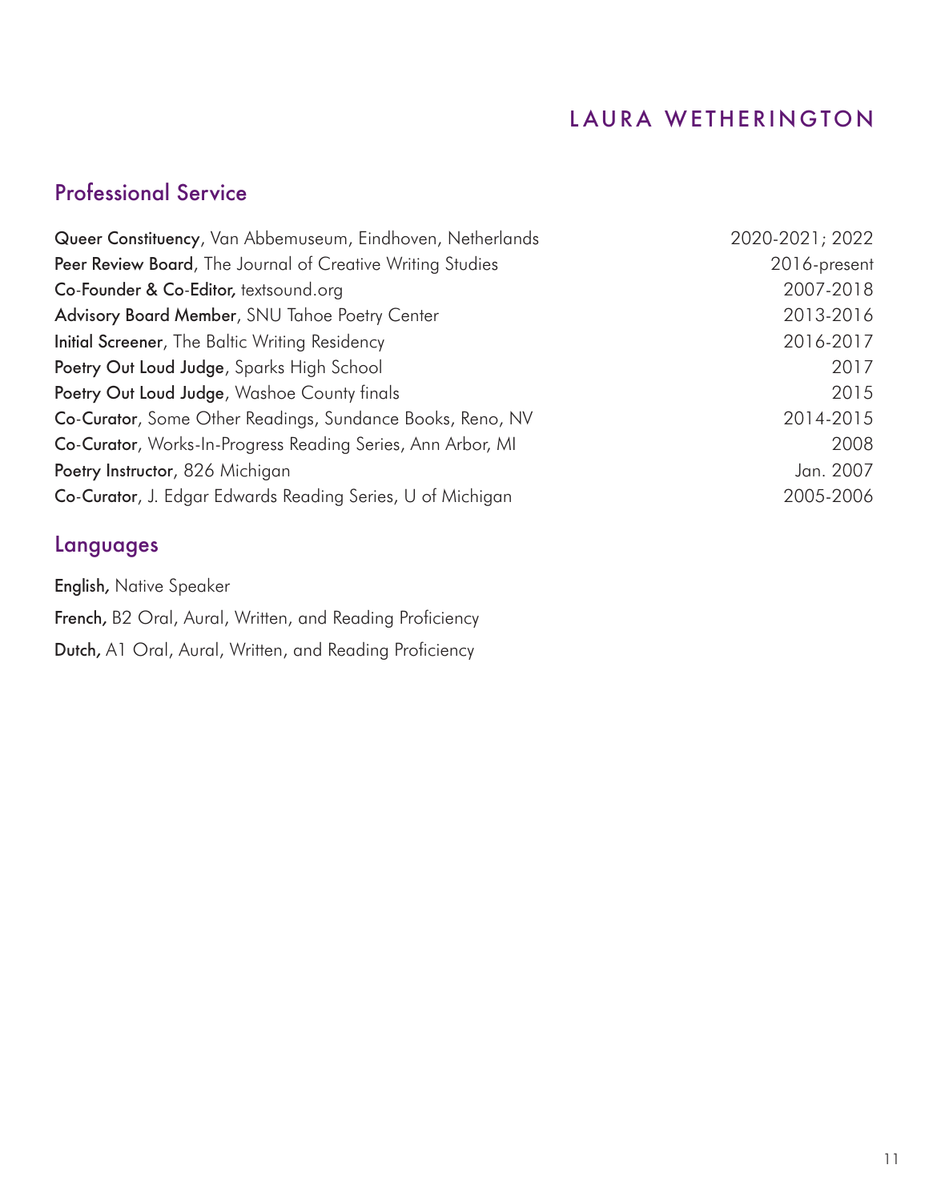# LAURA WETHERINGTON

## Professional Service

| | |
|---|---|
| **Queer Constituency**, Van Abbemuseum, Eindhoven, Netherlands | 2020-2021; 2022 |
| **Peer Review Board**, The Journal of Creative Writing Studies | 2016-present |
| **Co-Founder & Co-Editor,** textsound.org | 2007-2018 |
| **Advisory Board Member**, SNU Tahoe Poetry Center | 2013-2016 |
| **Initial Screener**, The Baltic Writing Residency | 2016-2017 |
| **Poetry Out Loud Judge**, Sparks High School | 2017 |
| **Poetry Out Loud Judge**, Washoe County finals | 2015 |
| **Co-Curator**, Some Other Readings, Sundance Books, Reno, NV | 2014-2015 |
| **Co-Curator**, Works-In-Progress Reading Series, Ann Arbor, MI | 2008 |
| **Poetry Instructor**, 826 Michigan | Jan. 2007 |
| **Co-Curator**, J. Edgar Edwards Reading Series, U of Michigan | 2005-2006 |

## Languages

**English,** Native Speaker

**French,** B2 Oral, Aural, Written, and Reading Proficiency

**Dutch,** A1 Oral, Aural, Written, and Reading Proficiency